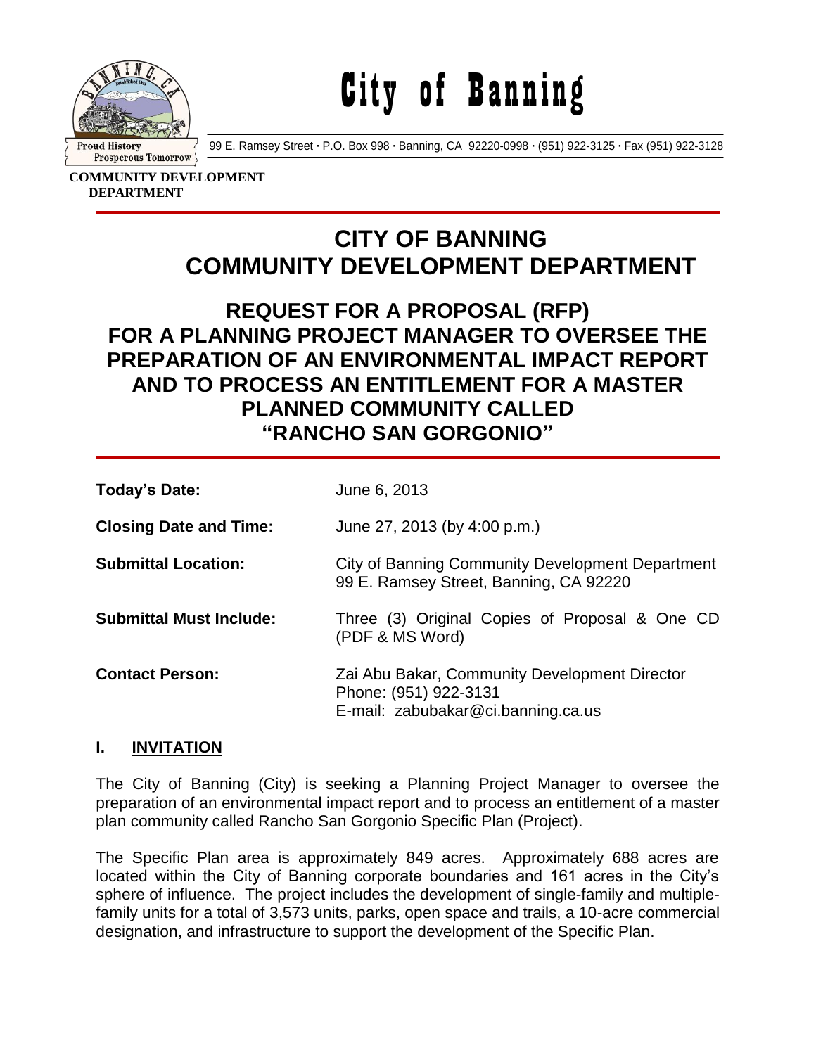# City of Banning

99 E. Ramsey Street · P.O. Box 998 · Banning, CA 92220-0998 · (951) 922-3125 · Fax (951) 922-3128

**COMMUNITY DEVELOPMENT DEPARTMENT**

## CITY OF BANNING COMMUNITY DEVELOPMENT DEPARTMENT

## REQUEST FOR A PROPOSAL (RFP) FOR A PLANNING PROJECT MANAGER TO OVERSEE THE PREPARATION OF AN ENVIRONMENTAL IMPACT REPORT AND TO PROCESS AN ENTITLEMENT FOR A MASTER PLANNED COMMUNITY CALLED "RANCHO SAN GORGONIO"

| | |
|---|---|
| **Today's Date:** | June 6, 2013 |
| **Closing Date and Time:** | June 27, 2013 (by 4:00 p.m.) |
| **Submittal Location:** | City of Banning Community Development Department<br>99 E. Ramsey Street, Banning, CA 92220 |
| **Submittal Must Include:** | Three (3) Original Copies of Proposal & One CD (PDF & MS Word) |
| **Contact Person:** | Zai Abu Bakar, Community Development Director<br>Phone: (951) 922-3131<br>E-mail: zabubakar@ci.banning.ca.us |

### I. INVITATION

The City of Banning (City) is seeking a Planning Project Manager to oversee the preparation of an environmental impact report and to process an entitlement of a master plan community called Rancho San Gorgonio Specific Plan (Project).

The Specific Plan area is approximately 849 acres. Approximately 688 acres are located within the City of Banning corporate boundaries and 161 acres in the City's sphere of influence. The project includes the development of single-family and multiple-family units for a total of 3,573 units, parks, open space and trails, a 10-acre commercial designation, and infrastructure to support the development of the Specific Plan.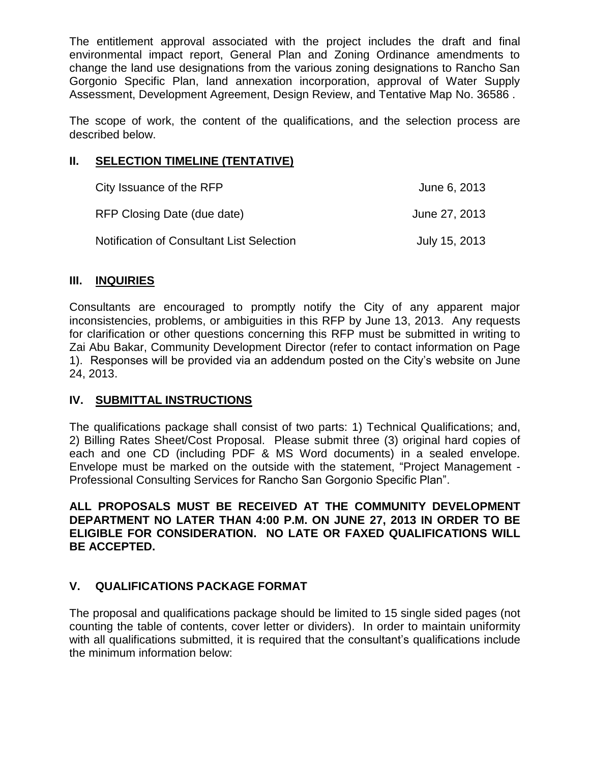The entitlement approval associated with the project includes the draft and final environmental impact report, General Plan and Zoning Ordinance amendments to change the land use designations from the various zoning designations to Rancho San Gorgonio Specific Plan, land annexation incorporation, approval of Water Supply Assessment, Development Agreement, Design Review, and Tentative Map No. 36586 .

The scope of work, the content of the qualifications, and the selection process are described below.

## II. SELECTION TIMELINE (TENTATIVE)

| | |
|---|---|
| City Issuance of the RFP | June 6, 2013 |
| RFP Closing Date (due date) | June 27, 2013 |
| Notification of Consultant List Selection | July 15, 2013 |

## III. INQUIRIES

Consultants are encouraged to promptly notify the City of any apparent major inconsistencies, problems, or ambiguities in this RFP by June 13, 2013. Any requests for clarification or other questions concerning this RFP must be submitted in writing to Zai Abu Bakar, Community Development Director (refer to contact information on Page 1). Responses will be provided via an addendum posted on the City's website on June 24, 2013.

## IV. SUBMITTAL INSTRUCTIONS

The qualifications package shall consist of two parts: 1) Technical Qualifications; and, 2) Billing Rates Sheet/Cost Proposal. Please submit three (3) original hard copies of each and one CD (including PDF & MS Word documents) in a sealed envelope. Envelope must be marked on the outside with the statement, "Project Management - Professional Consulting Services for Rancho San Gorgonio Specific Plan".

**ALL PROPOSALS MUST BE RECEIVED AT THE COMMUNITY DEVELOPMENT DEPARTMENT NO LATER THAN 4:00 P.M. ON JUNE 27, 2013 IN ORDER TO BE ELIGIBLE FOR CONSIDERATION. NO LATE OR FAXED QUALIFICATIONS WILL BE ACCEPTED.**

## V. QUALIFICATIONS PACKAGE FORMAT

The proposal and qualifications package should be limited to 15 single sided pages (not counting the table of contents, cover letter or dividers). In order to maintain uniformity with all qualifications submitted, it is required that the consultant's qualifications include the minimum information below: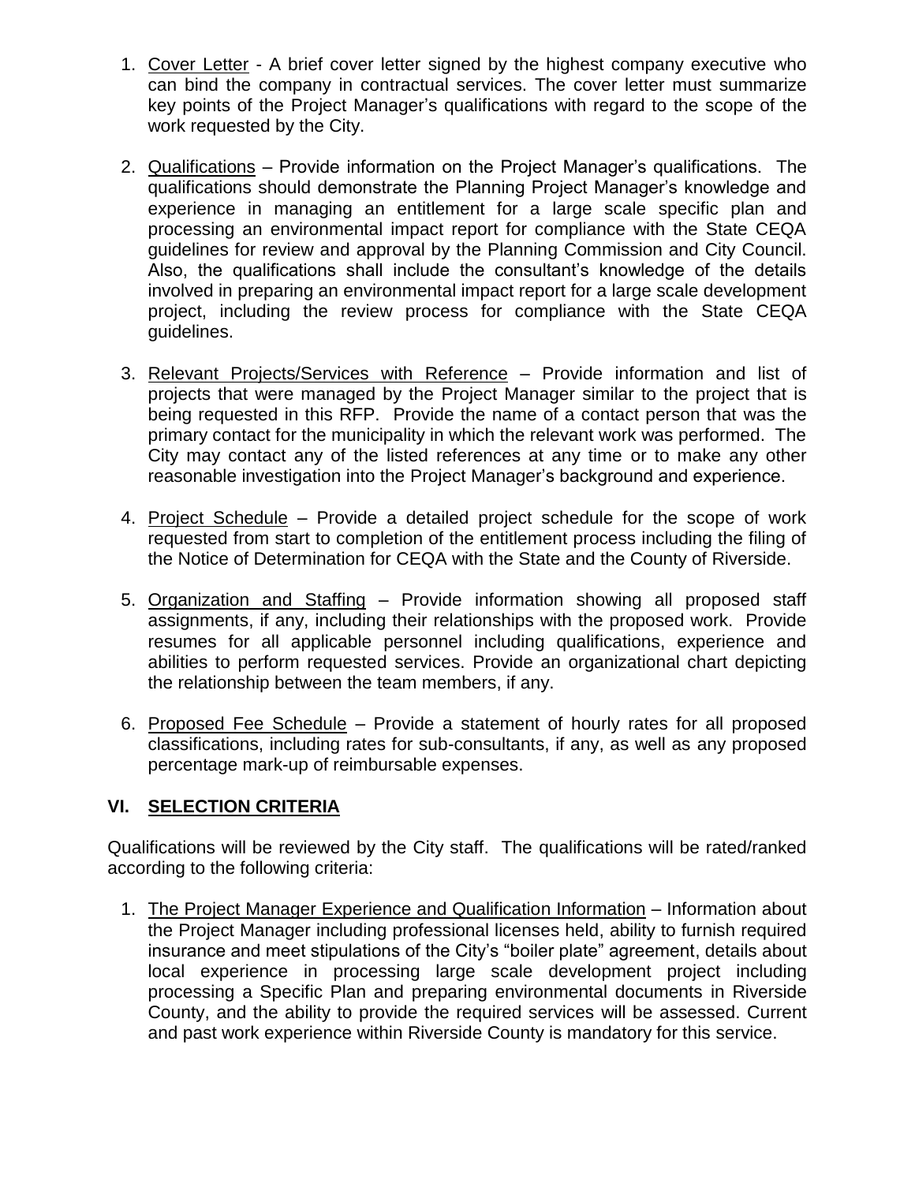1. Cover Letter - A brief cover letter signed by the highest company executive who can bind the company in contractual services. The cover letter must summarize key points of the Project Manager's qualifications with regard to the scope of the work requested by the City.

2. Qualifications – Provide information on the Project Manager's qualifications. The qualifications should demonstrate the Planning Project Manager's knowledge and experience in managing an entitlement for a large scale specific plan and processing an environmental impact report for compliance with the State CEQA guidelines for review and approval by the Planning Commission and City Council. Also, the qualifications shall include the consultant's knowledge of the details involved in preparing an environmental impact report for a large scale development project, including the review process for compliance with the State CEQA guidelines.

3. Relevant Projects/Services with Reference – Provide information and list of projects that were managed by the Project Manager similar to the project that is being requested in this RFP. Provide the name of a contact person that was the primary contact for the municipality in which the relevant work was performed. The City may contact any of the listed references at any time or to make any other reasonable investigation into the Project Manager's background and experience.

4. Project Schedule – Provide a detailed project schedule for the scope of work requested from start to completion of the entitlement process including the filing of the Notice of Determination for CEQA with the State and the County of Riverside.

5. Organization and Staffing – Provide information showing all proposed staff assignments, if any, including their relationships with the proposed work. Provide resumes for all applicable personnel including qualifications, experience and abilities to perform requested services. Provide an organizational chart depicting the relationship between the team members, if any.

6. Proposed Fee Schedule – Provide a statement of hourly rates for all proposed classifications, including rates for sub-consultants, if any, as well as any proposed percentage mark-up of reimbursable expenses.

## VI. SELECTION CRITERIA

Qualifications will be reviewed by the City staff. The qualifications will be rated/ranked according to the following criteria:

1. The Project Manager Experience and Qualification Information – Information about the Project Manager including professional licenses held, ability to furnish required insurance and meet stipulations of the City's "boiler plate" agreement, details about local experience in processing large scale development project including processing a Specific Plan and preparing environmental documents in Riverside County, and the ability to provide the required services will be assessed. Current and past work experience within Riverside County is mandatory for this service.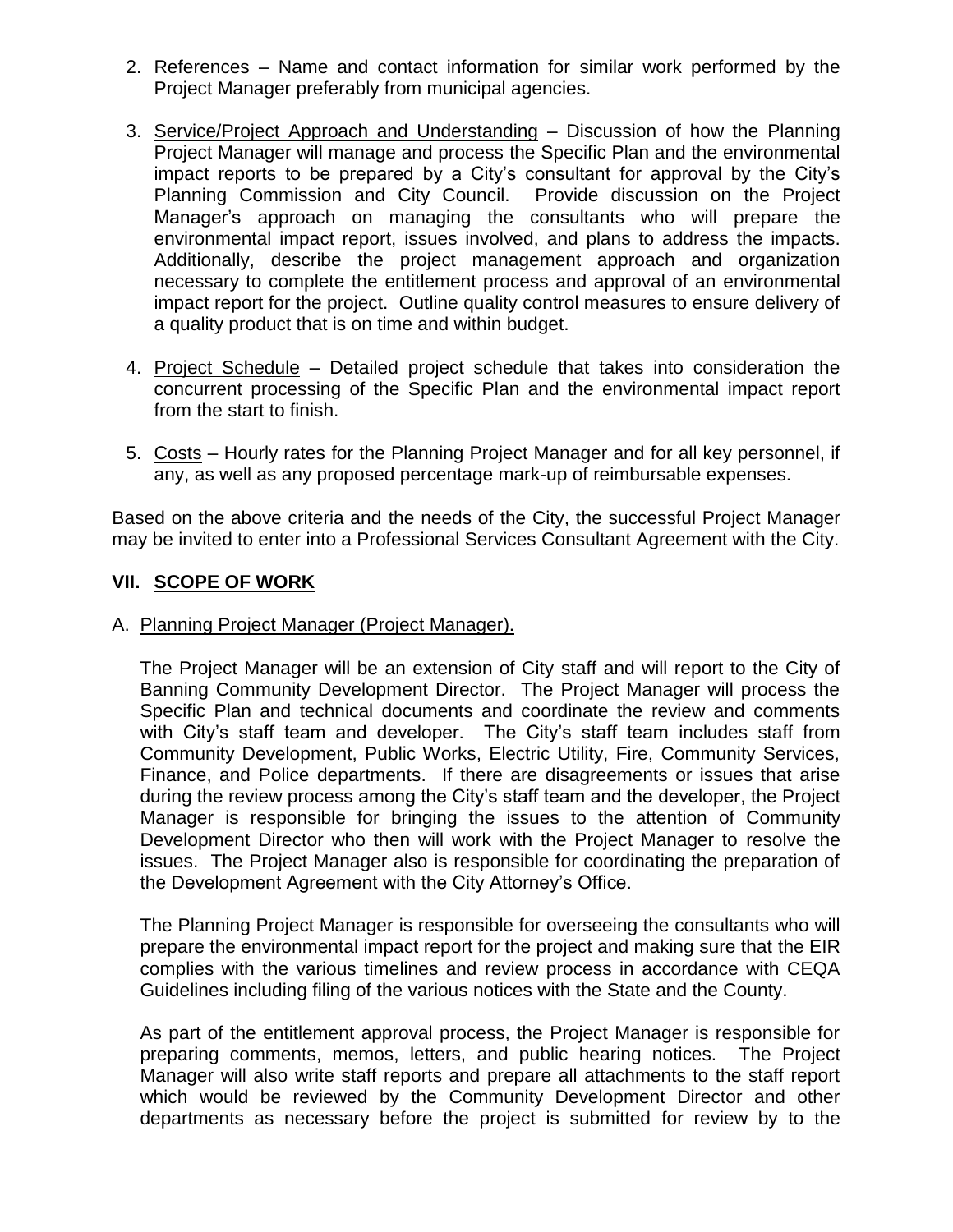2. References – Name and contact information for similar work performed by the Project Manager preferably from municipal agencies.

3. Service/Project Approach and Understanding – Discussion of how the Planning Project Manager will manage and process the Specific Plan and the environmental impact reports to be prepared by a City's consultant for approval by the City's Planning Commission and City Council. Provide discussion on the Project Manager's approach on managing the consultants who will prepare the environmental impact report, issues involved, and plans to address the impacts. Additionally, describe the project management approach and organization necessary to complete the entitlement process and approval of an environmental impact report for the project. Outline quality control measures to ensure delivery of a quality product that is on time and within budget.

4. Project Schedule – Detailed project schedule that takes into consideration the concurrent processing of the Specific Plan and the environmental impact report from the start to finish.

5. Costs – Hourly rates for the Planning Project Manager and for all key personnel, if any, as well as any proposed percentage mark-up of reimbursable expenses.

Based on the above criteria and the needs of the City, the successful Project Manager may be invited to enter into a Professional Services Consultant Agreement with the City.

## VII. SCOPE OF WORK

A. Planning Project Manager (Project Manager).

The Project Manager will be an extension of City staff and will report to the City of Banning Community Development Director. The Project Manager will process the Specific Plan and technical documents and coordinate the review and comments with City's staff team and developer. The City's staff team includes staff from Community Development, Public Works, Electric Utility, Fire, Community Services, Finance, and Police departments. If there are disagreements or issues that arise during the review process among the City's staff team and the developer, the Project Manager is responsible for bringing the issues to the attention of Community Development Director who then will work with the Project Manager to resolve the issues. The Project Manager also is responsible for coordinating the preparation of the Development Agreement with the City Attorney's Office.

The Planning Project Manager is responsible for overseeing the consultants who will prepare the environmental impact report for the project and making sure that the EIR complies with the various timelines and review process in accordance with CEQA Guidelines including filing of the various notices with the State and the County.

As part of the entitlement approval process, the Project Manager is responsible for preparing comments, memos, letters, and public hearing notices. The Project Manager will also write staff reports and prepare all attachments to the staff report which would be reviewed by the Community Development Director and other departments as necessary before the project is submitted for review by to the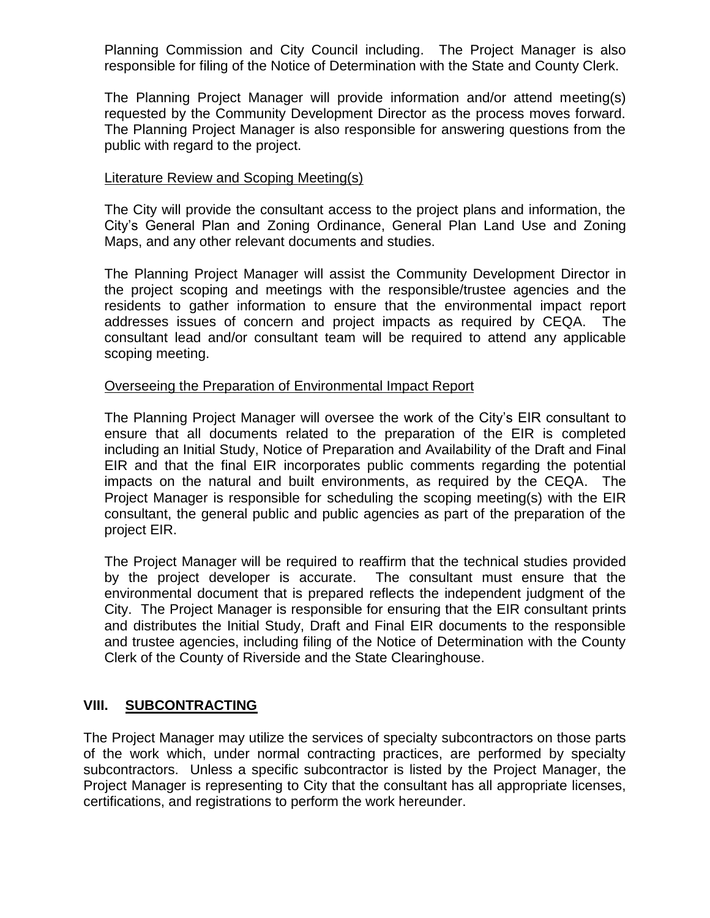Planning Commission and City Council including. The Project Manager is also responsible for filing of the Notice of Determination with the State and County Clerk.

The Planning Project Manager will provide information and/or attend meeting(s) requested by the Community Development Director as the process moves forward. The Planning Project Manager is also responsible for answering questions from the public with regard to the project.

<u>Literature Review and Scoping Meeting(s)</u>

The City will provide the consultant access to the project plans and information, the City's General Plan and Zoning Ordinance, General Plan Land Use and Zoning Maps, and any other relevant documents and studies.

The Planning Project Manager will assist the Community Development Director in the project scoping and meetings with the responsible/trustee agencies and the residents to gather information to ensure that the environmental impact report addresses issues of concern and project impacts as required by CEQA. The consultant lead and/or consultant team will be required to attend any applicable scoping meeting.

<u>Overseeing the Preparation of Environmental Impact Report</u>

The Planning Project Manager will oversee the work of the City's EIR consultant to ensure that all documents related to the preparation of the EIR is completed including an Initial Study, Notice of Preparation and Availability of the Draft and Final EIR and that the final EIR incorporates public comments regarding the potential impacts on the natural and built environments, as required by the CEQA. The Project Manager is responsible for scheduling the scoping meeting(s) with the EIR consultant, the general public and public agencies as part of the preparation of the project EIR.

The Project Manager will be required to reaffirm that the technical studies provided by the project developer is accurate. The consultant must ensure that the environmental document that is prepared reflects the independent judgment of the City. The Project Manager is responsible for ensuring that the EIR consultant prints and distributes the Initial Study, Draft and Final EIR documents to the responsible and trustee agencies, including filing of the Notice of Determination with the County Clerk of the County of Riverside and the State Clearinghouse.

## VIII. <u>SUBCONTRACTING</u>

The Project Manager may utilize the services of specialty subcontractors on those parts of the work which, under normal contracting practices, are performed by specialty subcontractors. Unless a specific subcontractor is listed by the Project Manager, the Project Manager is representing to City that the consultant has all appropriate licenses, certifications, and registrations to perform the work hereunder.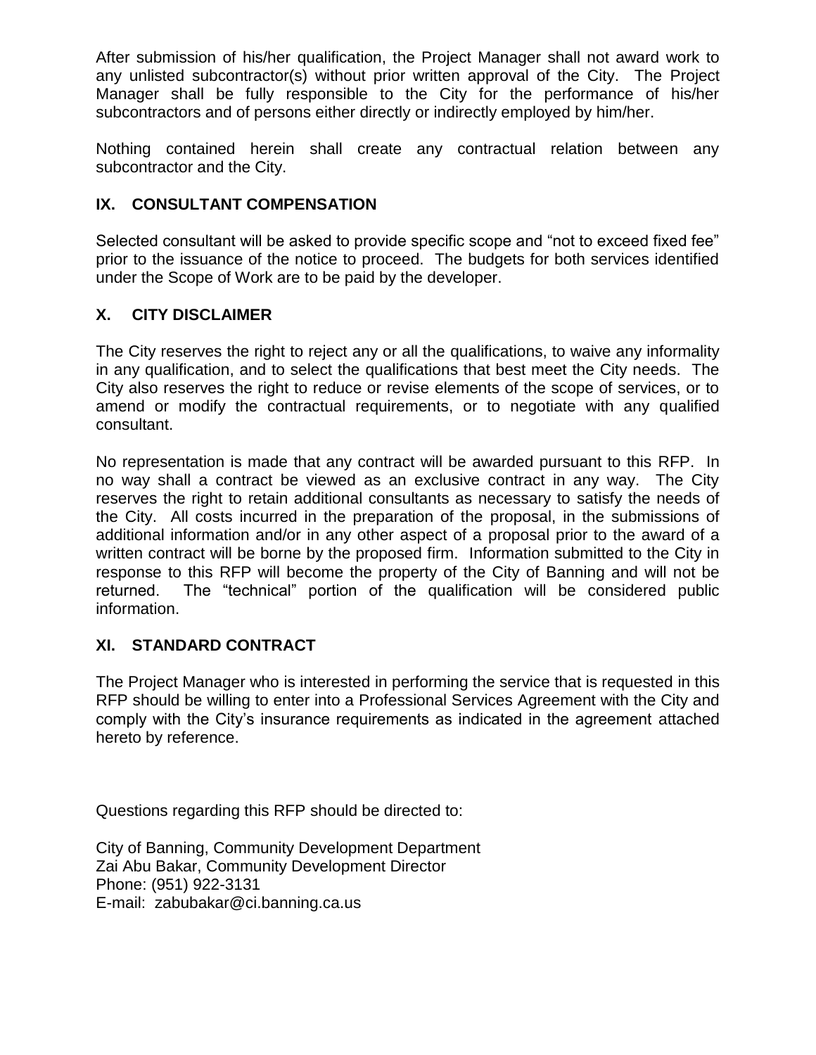After submission of his/her qualification, the Project Manager shall not award work to any unlisted subcontractor(s) without prior written approval of the City. The Project Manager shall be fully responsible to the City for the performance of his/her subcontractors and of persons either directly or indirectly employed by him/her.

Nothing contained herein shall create any contractual relation between any subcontractor and the City.

## IX. CONSULTANT COMPENSATION

Selected consultant will be asked to provide specific scope and "not to exceed fixed fee" prior to the issuance of the notice to proceed. The budgets for both services identified under the Scope of Work are to be paid by the developer.

## X. CITY DISCLAIMER

The City reserves the right to reject any or all the qualifications, to waive any informality in any qualification, and to select the qualifications that best meet the City needs. The City also reserves the right to reduce or revise elements of the scope of services, or to amend or modify the contractual requirements, or to negotiate with any qualified consultant.

No representation is made that any contract will be awarded pursuant to this RFP. In no way shall a contract be viewed as an exclusive contract in any way. The City reserves the right to retain additional consultants as necessary to satisfy the needs of the City. All costs incurred in the preparation of the proposal, in the submissions of additional information and/or in any other aspect of a proposal prior to the award of a written contract will be borne by the proposed firm. Information submitted to the City in response to this RFP will become the property of the City of Banning and will not be returned. The "technical" portion of the qualification will be considered public information.

## XI. STANDARD CONTRACT

The Project Manager who is interested in performing the service that is requested in this RFP should be willing to enter into a Professional Services Agreement with the City and comply with the City's insurance requirements as indicated in the agreement attached hereto by reference.

Questions regarding this RFP should be directed to:

City of Banning, Community Development Department
Zai Abu Bakar, Community Development Director
Phone: (951) 922-3131
E-mail: zabubakar@ci.banning.ca.us